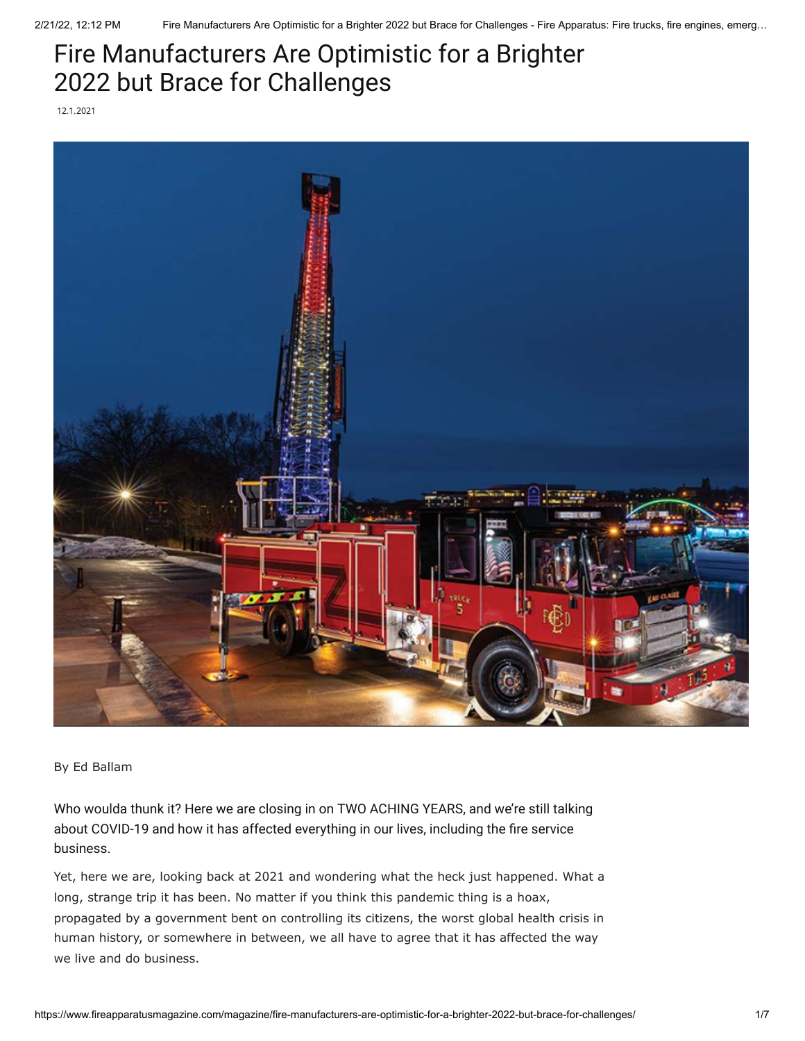# Fire Manufacturers Are Optimistic for a Brighter 2022 but Brace for Challenges

12.1.2021

By Ed Ballam

Who woulda thunk it? Here we are closing in on TWO ACHING YEARS, and we're still talking about COVID-19 and how it has affected everything in our lives, including the fire service business.

Yet, here we are, looking back at 2021 and wondering what the heck just happened. What a long, strange trip it has been. No matter if you think this pandemic thing is a hoax, propagated by a government bent on controlling its citizens, the worst global health crisis in human history, or somewhere in between, we all have to agree that it has affected the way we live and do business.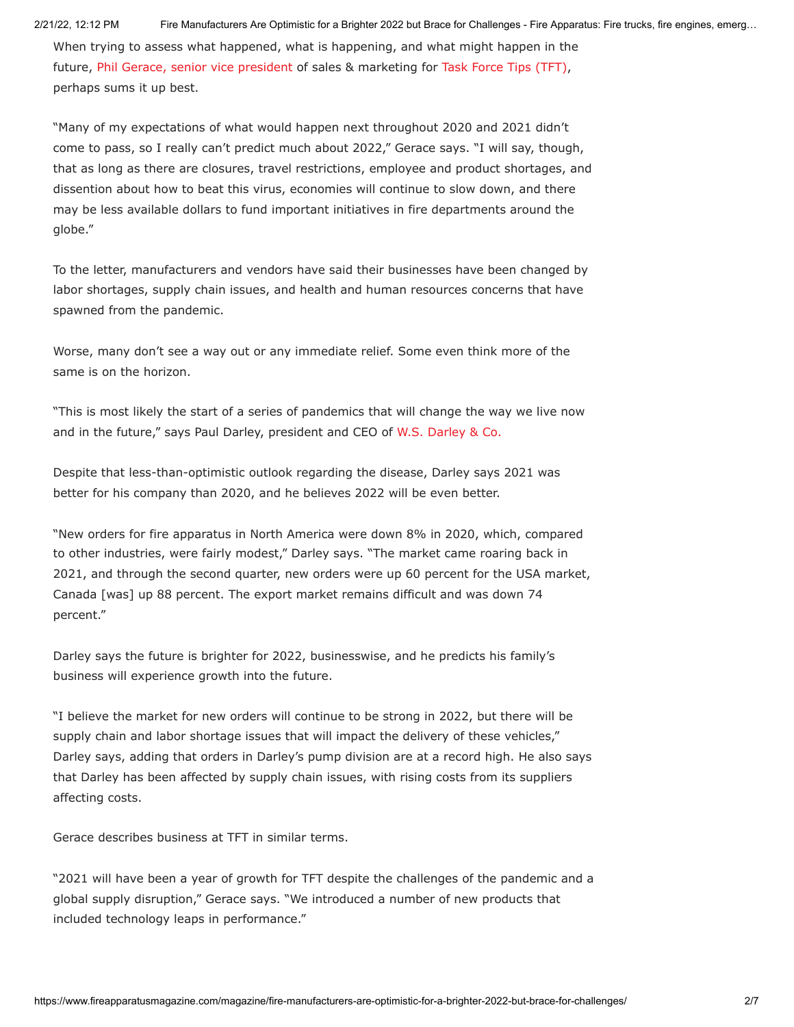When trying to assess what happened, what is happening, and what might happen in the future, Phil Gerace, senior vice president of sales & marketing for Task Force Tips (TFT), perhaps sums it up best.

"Many of my expectations of what would happen next throughout 2020 and 2021 didn't come to pass, so I really can't predict much about 2022," Gerace says. "I will say, though, that as long as there are closures, travel restrictions, employee and product shortages, and dissention about how to beat this virus, economies will continue to slow down, and there may be less available dollars to fund important initiatives in fire departments around the globe."

To the letter, manufacturers and vendors have said their businesses have been changed by labor shortages, supply chain issues, and health and human resources concerns that have spawned from the pandemic.

Worse, many don't see a way out or any immediate relief. Some even think more of the same is on the horizon.

"This is most likely the start of a series of pandemics that will change the way we live now and in the future," says Paul Darley, president and CEO of W.S. Darley & Co.

Despite that less-than-optimistic outlook regarding the disease, Darley says 2021 was better for his company than 2020, and he believes 2022 will be even better.

"New orders for fire apparatus in North America were down 8% in 2020, which, compared to other industries, were fairly modest," Darley says. "The market came roaring back in 2021, and through the second quarter, new orders were up 60 percent for the USA market, Canada [was] up 88 percent. The export market remains difficult and was down 74 percent."

Darley says the future is brighter for 2022, businesswise, and he predicts his family's business will experience growth into the future.

"I believe the market for new orders will continue to be strong in 2022, but there will be supply chain and labor shortage issues that will impact the delivery of these vehicles," Darley says, adding that orders in Darley's pump division are at a record high. He also says that Darley has been affected by supply chain issues, with rising costs from its suppliers affecting costs.

Gerace describes business at TFT in similar terms.

"2021 will have been a year of growth for TFT despite the challenges of the pandemic and a global supply disruption," Gerace says. "We introduced a number of new products that included technology leaps in performance."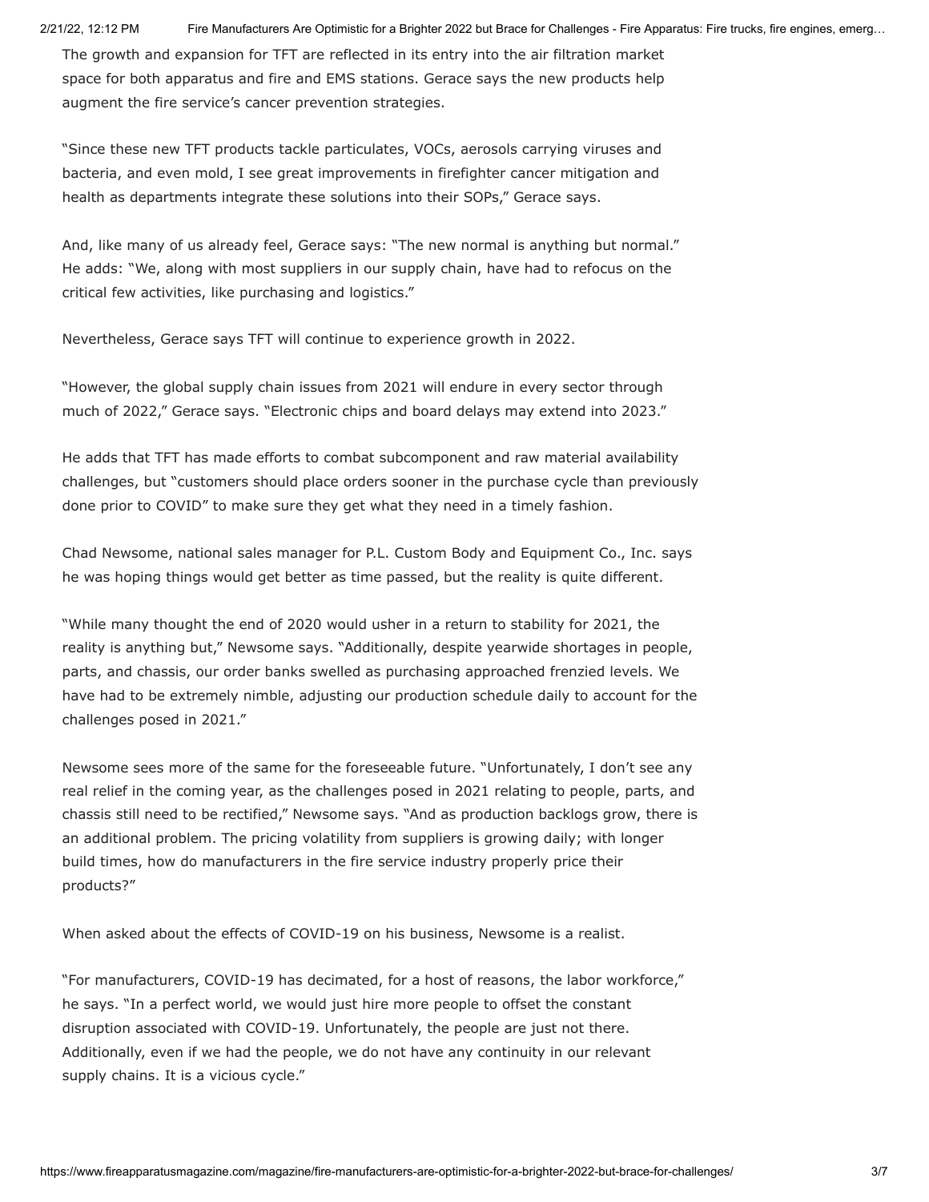The growth and expansion for TFT are reflected in its entry into the air filtration market space for both apparatus and fire and EMS stations. Gerace says the new products help augment the fire service's cancer prevention strategies.

"Since these new TFT products tackle particulates, VOCs, aerosols carrying viruses and bacteria, and even mold, I see great improvements in firefighter cancer mitigation and health as departments integrate these solutions into their SOPs," Gerace says.

And, like many of us already feel, Gerace says: "The new normal is anything but normal." He adds: "We, along with most suppliers in our supply chain, have had to refocus on the critical few activities, like purchasing and logistics."

Nevertheless, Gerace says TFT will continue to experience growth in 2022.

"However, the global supply chain issues from 2021 will endure in every sector through much of 2022," Gerace says. "Electronic chips and board delays may extend into 2023."

He adds that TFT has made efforts to combat subcomponent and raw material availability challenges, but "customers should place orders sooner in the purchase cycle than previously done prior to COVID" to make sure they get what they need in a timely fashion.

Chad Newsome, national sales manager for P.L. Custom Body and Equipment Co., Inc. says he was hoping things would get better as time passed, but the reality is quite different.

"While many thought the end of 2020 would usher in a return to stability for 2021, the reality is anything but," Newsome says. "Additionally, despite yearwide shortages in people, parts, and chassis, our order banks swelled as purchasing approached frenzied levels. We have had to be extremely nimble, adjusting our production schedule daily to account for the challenges posed in 2021."

Newsome sees more of the same for the foreseeable future. "Unfortunately, I don't see any real relief in the coming year, as the challenges posed in 2021 relating to people, parts, and chassis still need to be rectified," Newsome says. "And as production backlogs grow, there is an additional problem. The pricing volatility from suppliers is growing daily; with longer build times, how do manufacturers in the fire service industry properly price their products?"

When asked about the effects of COVID-19 on his business, Newsome is a realist.

"For manufacturers, COVID-19 has decimated, for a host of reasons, the labor workforce," he says. "In a perfect world, we would just hire more people to offset the constant disruption associated with COVID-19. Unfortunately, the people are just not there. Additionally, even if we had the people, we do not have any continuity in our relevant supply chains. It is a vicious cycle."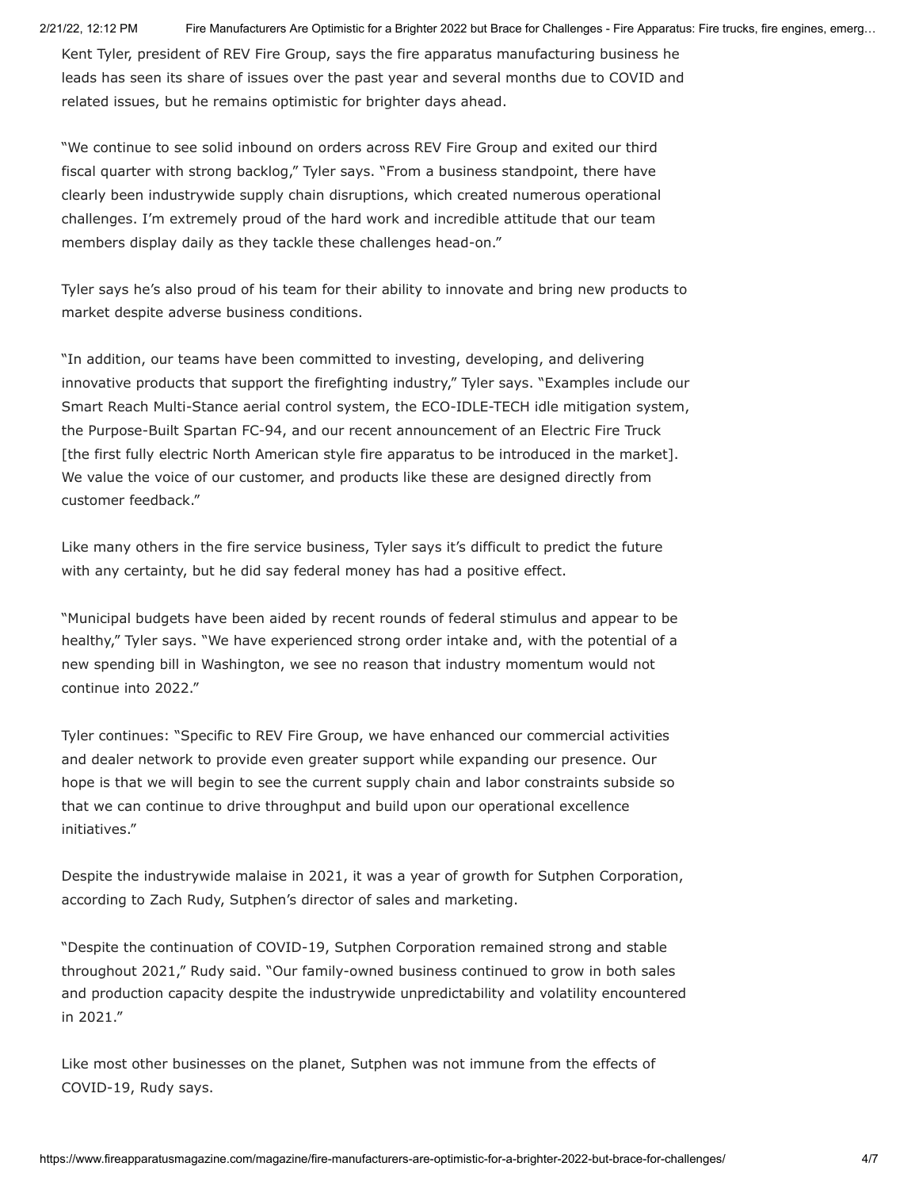Kent Tyler, president of REV Fire Group, says the fire apparatus manufacturing business he leads has seen its share of issues over the past year and several months due to COVID and related issues, but he remains optimistic for brighter days ahead.

"We continue to see solid inbound on orders across REV Fire Group and exited our third fiscal quarter with strong backlog," Tyler says. "From a business standpoint, there have clearly been industrywide supply chain disruptions, which created numerous operational challenges. I'm extremely proud of the hard work and incredible attitude that our team members display daily as they tackle these challenges head-on."

Tyler says he's also proud of his team for their ability to innovate and bring new products to market despite adverse business conditions.

"In addition, our teams have been committed to investing, developing, and delivering innovative products that support the firefighting industry," Tyler says. "Examples include our Smart Reach Multi-Stance aerial control system, the ECO-IDLE-TECH idle mitigation system, the Purpose-Built Spartan FC-94, and our recent announcement of an Electric Fire Truck [the first fully electric North American style fire apparatus to be introduced in the market]. We value the voice of our customer, and products like these are designed directly from customer feedback."

Like many others in the fire service business, Tyler says it's difficult to predict the future with any certainty, but he did say federal money has had a positive effect.

"Municipal budgets have been aided by recent rounds of federal stimulus and appear to be healthy," Tyler says. "We have experienced strong order intake and, with the potential of a new spending bill in Washington, we see no reason that industry momentum would not continue into 2022."

Tyler continues: "Specific to REV Fire Group, we have enhanced our commercial activities and dealer network to provide even greater support while expanding our presence. Our hope is that we will begin to see the current supply chain and labor constraints subside so that we can continue to drive throughput and build upon our operational excellence initiatives."

Despite the industrywide malaise in 2021, it was a year of growth for Sutphen Corporation, according to Zach Rudy, Sutphen's director of sales and marketing.

"Despite the continuation of COVID-19, Sutphen Corporation remained strong and stable throughout 2021," Rudy said. "Our family-owned business continued to grow in both sales and production capacity despite the industrywide unpredictability and volatility encountered in 2021."

Like most other businesses on the planet, Sutphen was not immune from the effects of COVID-19, Rudy says.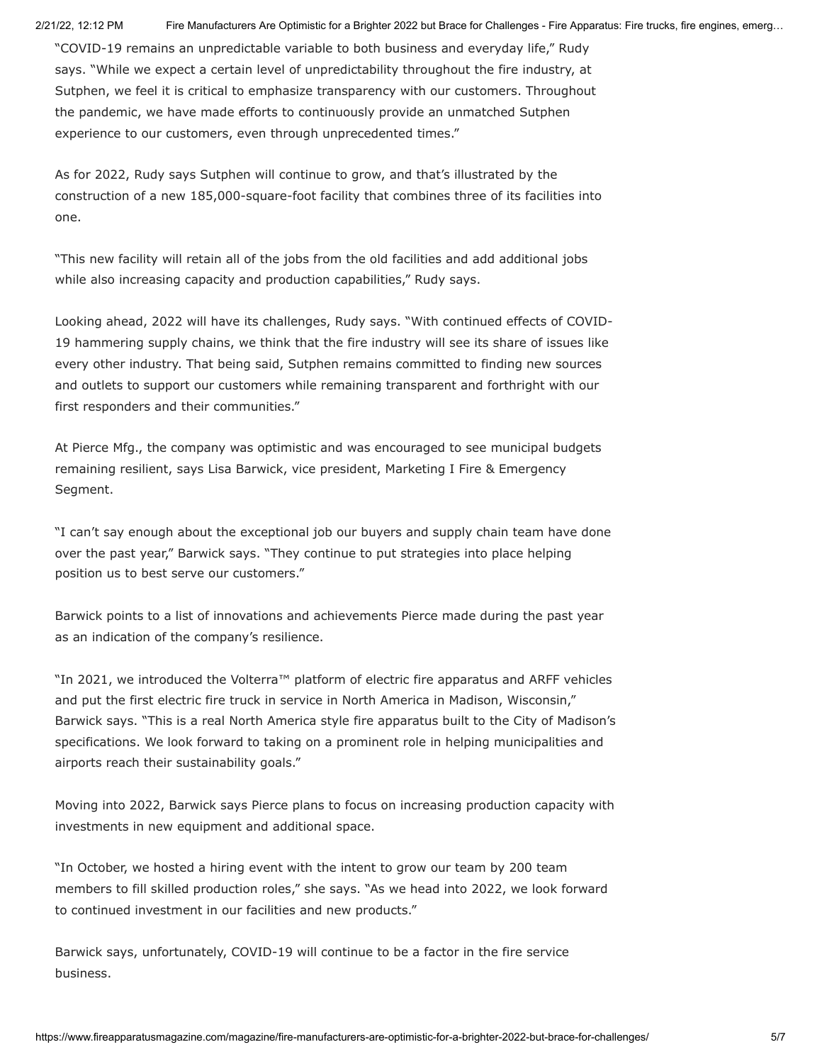"COVID-19 remains an unpredictable variable to both business and everyday life," Rudy says. "While we expect a certain level of unpredictability throughout the fire industry, at Sutphen, we feel it is critical to emphasize transparency with our customers. Throughout the pandemic, we have made efforts to continuously provide an unmatched Sutphen experience to our customers, even through unprecedented times."

As for 2022, Rudy says Sutphen will continue to grow, and that's illustrated by the construction of a new 185,000-square-foot facility that combines three of its facilities into one.

"This new facility will retain all of the jobs from the old facilities and add additional jobs while also increasing capacity and production capabilities," Rudy says.

Looking ahead, 2022 will have its challenges, Rudy says. "With continued effects of COVID-19 hammering supply chains, we think that the fire industry will see its share of issues like every other industry. That being said, Sutphen remains committed to finding new sources and outlets to support our customers while remaining transparent and forthright with our first responders and their communities."

At Pierce Mfg., the company was optimistic and was encouraged to see municipal budgets remaining resilient, says Lisa Barwick, vice president, Marketing I Fire & Emergency Segment.

"I can't say enough about the exceptional job our buyers and supply chain team have done over the past year," Barwick says. "They continue to put strategies into place helping position us to best serve our customers."

Barwick points to a list of innovations and achievements Pierce made during the past year as an indication of the company's resilience.

"In 2021, we introduced the Volterra™ platform of electric fire apparatus and ARFF vehicles and put the first electric fire truck in service in North America in Madison, Wisconsin," Barwick says. "This is a real North America style fire apparatus built to the City of Madison's specifications. We look forward to taking on a prominent role in helping municipalities and airports reach their sustainability goals."

Moving into 2022, Barwick says Pierce plans to focus on increasing production capacity with investments in new equipment and additional space.

"In October, we hosted a hiring event with the intent to grow our team by 200 team members to fill skilled production roles," she says. "As we head into 2022, we look forward to continued investment in our facilities and new products."

Barwick says, unfortunately, COVID-19 will continue to be a factor in the fire service business.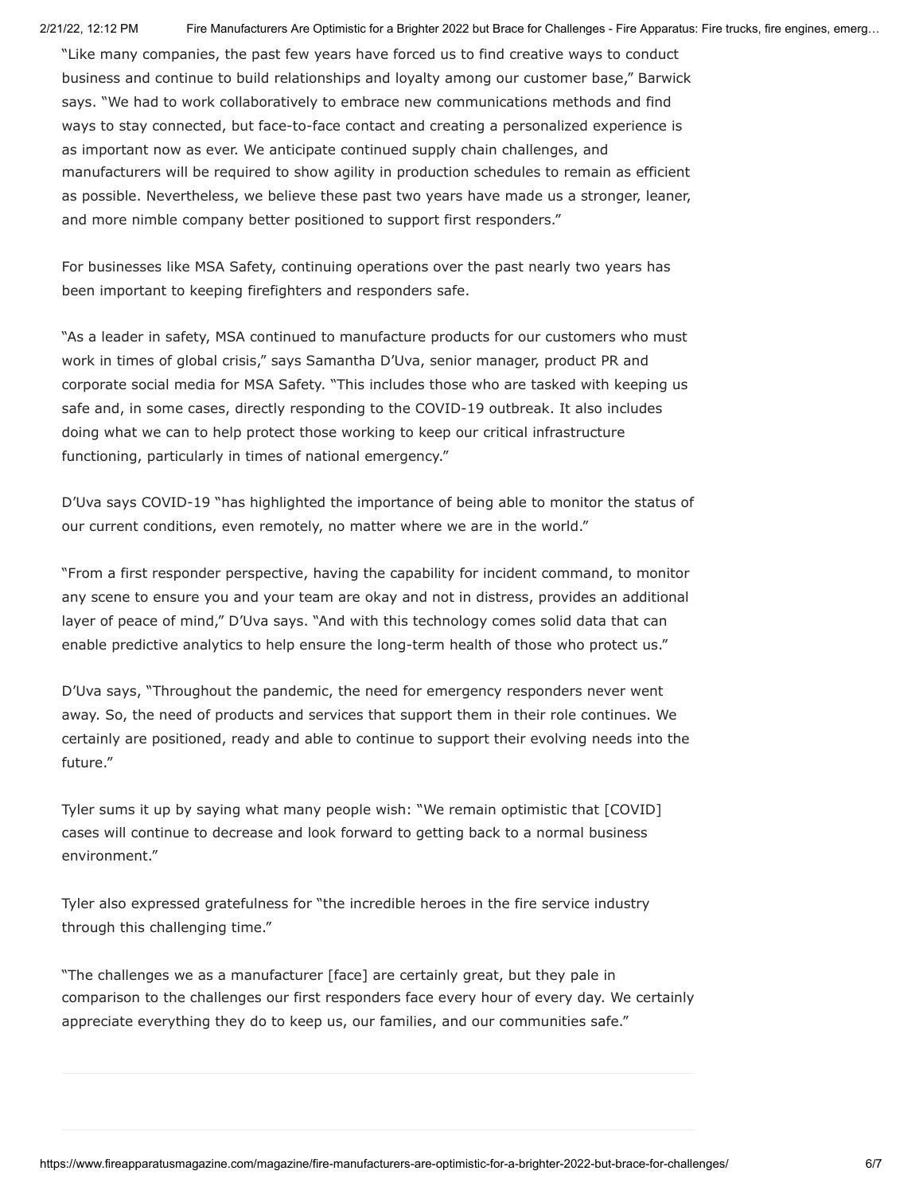"Like many companies, the past few years have forced us to find creative ways to conduct business and continue to build relationships and loyalty among our customer base," Barwick says. "We had to work collaboratively to embrace new communications methods and find ways to stay connected, but face-to-face contact and creating a personalized experience is as important now as ever. We anticipate continued supply chain challenges, and manufacturers will be required to show agility in production schedules to remain as efficient as possible. Nevertheless, we believe these past two years have made us a stronger, leaner, and more nimble company better positioned to support first responders."

For businesses like MSA Safety, continuing operations over the past nearly two years has been important to keeping firefighters and responders safe.

"As a leader in safety, MSA continued to manufacture products for our customers who must work in times of global crisis," says Samantha D'Uva, senior manager, product PR and corporate social media for MSA Safety. "This includes those who are tasked with keeping us safe and, in some cases, directly responding to the COVID-19 outbreak. It also includes doing what we can to help protect those working to keep our critical infrastructure functioning, particularly in times of national emergency."

D'Uva says COVID-19 "has highlighted the importance of being able to monitor the status of our current conditions, even remotely, no matter where we are in the world."

"From a first responder perspective, having the capability for incident command, to monitor any scene to ensure you and your team are okay and not in distress, provides an additional layer of peace of mind," D'Uva says. "And with this technology comes solid data that can enable predictive analytics to help ensure the long-term health of those who protect us."

D'Uva says, "Throughout the pandemic, the need for emergency responders never went away. So, the need of products and services that support them in their role continues. We certainly are positioned, ready and able to continue to support their evolving needs into the future."

Tyler sums it up by saying what many people wish: "We remain optimistic that [COVID] cases will continue to decrease and look forward to getting back to a normal business environment."

Tyler also expressed gratefulness for "the incredible heroes in the fire service industry through this challenging time."

"The challenges we as a manufacturer [face] are certainly great, but they pale in comparison to the challenges our first responders face every hour of every day. We certainly appreciate everything they do to keep us, our families, and our communities safe."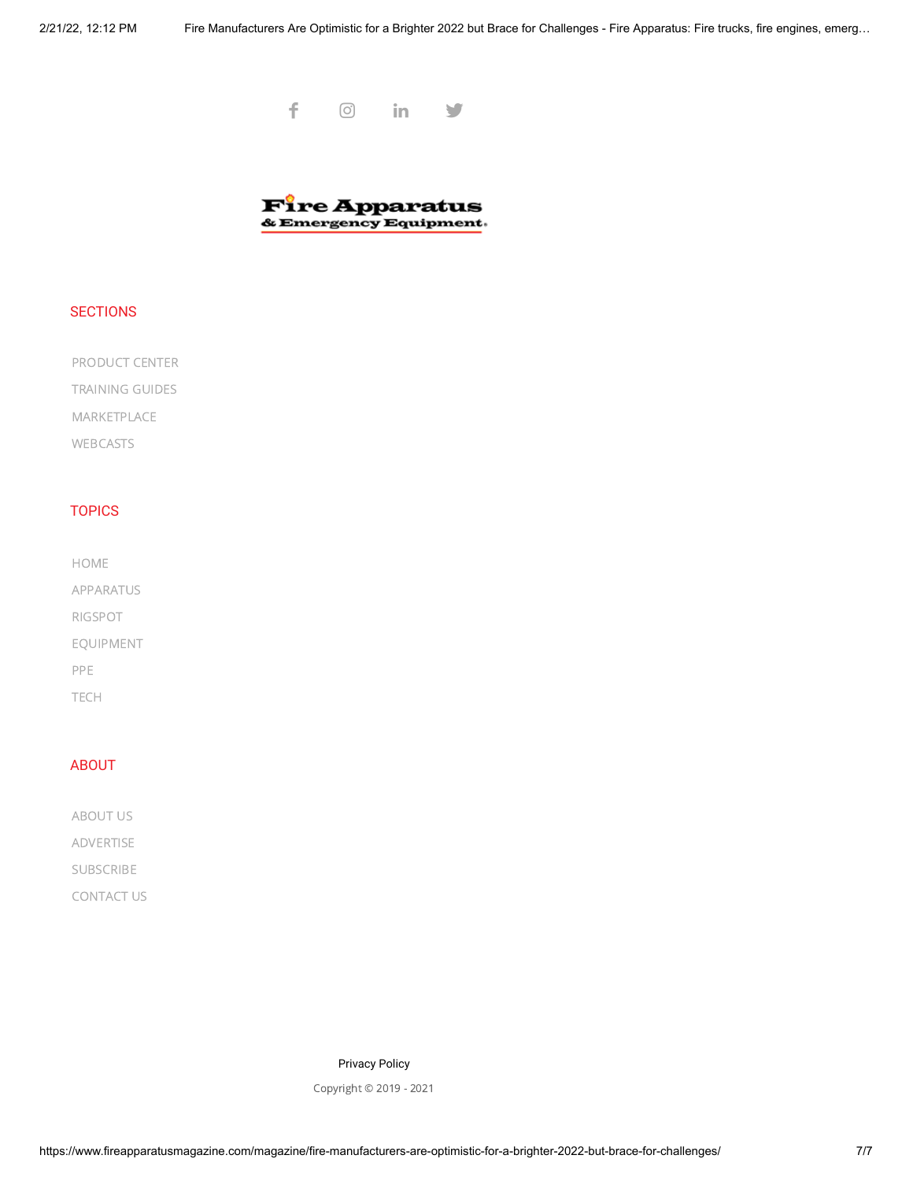Fire Apparatus & Emergency Equipment

## SECTIONS

- PRODUCT CENTER
- TRAINING GUIDES
- MARKETPLACE
- WEBCASTS

## TOPICS

- HOME
- APPARATUS
- RIGSPOT
- EQUIPMENT
- PPE
- TECH

## ABOUT

- ABOUT US
- ADVERTISE
- SUBSCRIBE
- CONTACT US

Privacy Policy

Copyright © 2019 - 2021